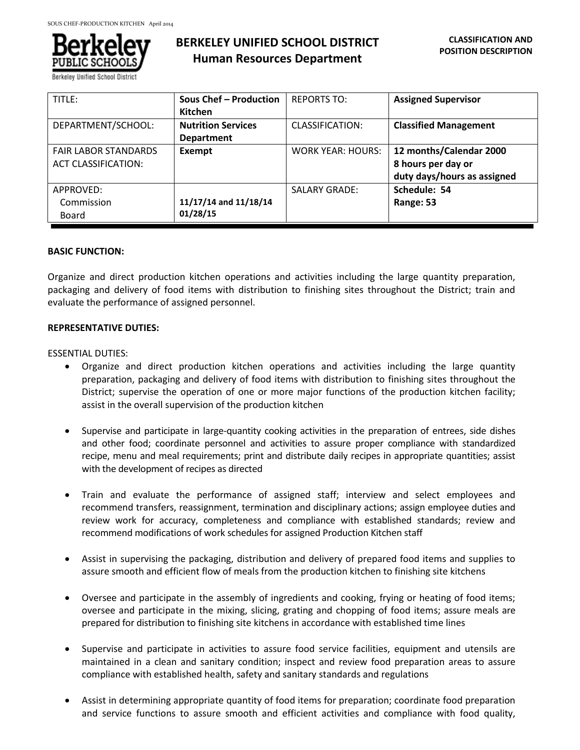# BERKELEY UNIFIED SCHOOL DISTRICT
## Human Resources Department

**CLASSIFICATION AND POSITION DESCRIPTION**

| TITLE: | **Sous Chef – Production Kitchen** | REPORTS TO: | **Assigned Supervisor** |
|---|---|---|---|
| DEPARTMENT/SCHOOL: | **Nutrition Services Department** | CLASSIFICATION: | **Classified Management** |
| FAIR LABOR STANDARDS ACT CLASSIFICATION: | **Exempt** | WORK YEAR: HOURS: | **12 months/Calendar 2000 8 hours per day or duty days/hours as assigned** |
| APPROVED: Commission Board | **11/17/14 and 11/18/14 01/28/15** | SALARY GRADE: | **Schedule: 54 Range: 53** |

**BASIC FUNCTION:**

Organize and direct production kitchen operations and activities including the large quantity preparation, packaging and delivery of food items with distribution to finishing sites throughout the District; train and evaluate the performance of assigned personnel.

**REPRESENTATIVE DUTIES:**

ESSENTIAL DUTIES:

- Organize and direct production kitchen operations and activities including the large quantity preparation, packaging and delivery of food items with distribution to finishing sites throughout the District; supervise the operation of one or more major functions of the production kitchen facility; assist in the overall supervision of the production kitchen

- Supervise and participate in large-quantity cooking activities in the preparation of entrees, side dishes and other food; coordinate personnel and activities to assure proper compliance with standardized recipe, menu and meal requirements; print and distribute daily recipes in appropriate quantities; assist with the development of recipes as directed

- Train and evaluate the performance of assigned staff; interview and select employees and recommend transfers, reassignment, termination and disciplinary actions; assign employee duties and review work for accuracy, completeness and compliance with established standards; review and recommend modifications of work schedules for assigned Production Kitchen staff

- Assist in supervising the packaging, distribution and delivery of prepared food items and supplies to assure smooth and efficient flow of meals from the production kitchen to finishing site kitchens

- Oversee and participate in the assembly of ingredients and cooking, frying or heating of food items; oversee and participate in the mixing, slicing, grating and chopping of food items; assure meals are prepared for distribution to finishing site kitchens in accordance with established time lines

- Supervise and participate in activities to assure food service facilities, equipment and utensils are maintained in a clean and sanitary condition; inspect and review food preparation areas to assure compliance with established health, safety and sanitary standards and regulations

- Assist in determining appropriate quantity of food items for preparation; coordinate food preparation and service functions to assure smooth and efficient activities and compliance with food quality,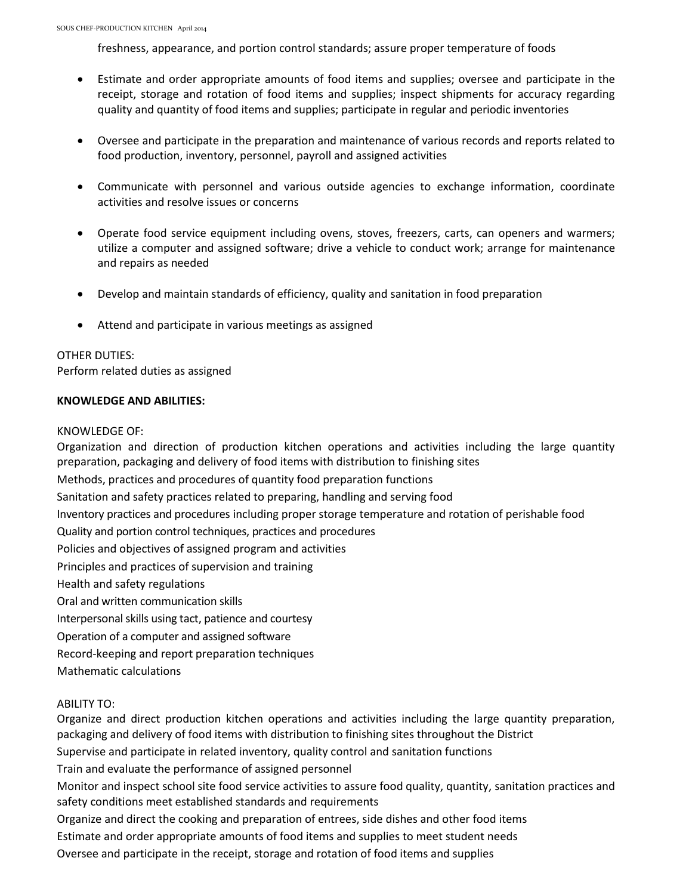freshness, appearance, and portion control standards; assure proper temperature of foods

- Estimate and order appropriate amounts of food items and supplies; oversee and participate in the receipt, storage and rotation of food items and supplies; inspect shipments for accuracy regarding quality and quantity of food items and supplies; participate in regular and periodic inventories

- Oversee and participate in the preparation and maintenance of various records and reports related to food production, inventory, personnel, payroll and assigned activities

- Communicate with personnel and various outside agencies to exchange information, coordinate activities and resolve issues or concerns

- Operate food service equipment including ovens, stoves, freezers, carts, can openers and warmers; utilize a computer and assigned software; drive a vehicle to conduct work; arrange for maintenance and repairs as needed

- Develop and maintain standards of efficiency, quality and sanitation in food preparation

- Attend and participate in various meetings as assigned

OTHER DUTIES:
Perform related duties as assigned

**KNOWLEDGE AND ABILITIES:**

KNOWLEDGE OF:
Organization and direction of production kitchen operations and activities including the large quantity preparation, packaging and delivery of food items with distribution to finishing sites
Methods, practices and procedures of quantity food preparation functions
Sanitation and safety practices related to preparing, handling and serving food
Inventory practices and procedures including proper storage temperature and rotation of perishable food
Quality and portion control techniques, practices and procedures
Policies and objectives of assigned program and activities
Principles and practices of supervision and training
Health and safety regulations
Oral and written communication skills
Interpersonal skills using tact, patience and courtesy
Operation of a computer and assigned software
Record-keeping and report preparation techniques
Mathematic calculations

ABILITY TO:
Organize and direct production kitchen operations and activities including the large quantity preparation, packaging and delivery of food items with distribution to finishing sites throughout the District
Supervise and participate in related inventory, quality control and sanitation functions
Train and evaluate the performance of assigned personnel
Monitor and inspect school site food service activities to assure food quality, quantity, sanitation practices and safety conditions meet established standards and requirements
Organize and direct the cooking and preparation of entrees, side dishes and other food items
Estimate and order appropriate amounts of food items and supplies to meet student needs
Oversee and participate in the receipt, storage and rotation of food items and supplies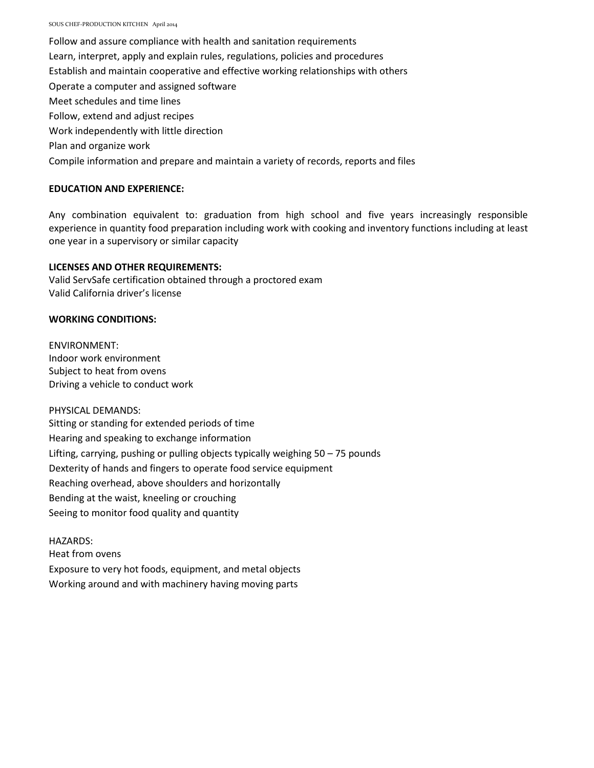Follow and assure compliance with health and sanitation requirements
Learn, interpret, apply and explain rules, regulations, policies and procedures
Establish and maintain cooperative and effective working relationships with others
Operate a computer and assigned software
Meet schedules and time lines
Follow, extend and adjust recipes
Work independently with little direction
Plan and organize work
Compile information and prepare and maintain a variety of records, reports and files

**EDUCATION AND EXPERIENCE:**

Any combination equivalent to: graduation from high school and five years increasingly responsible experience in quantity food preparation including work with cooking and inventory functions including at least one year in a supervisory or similar capacity

**LICENSES AND OTHER REQUIREMENTS:**

Valid ServSafe certification obtained through a proctored exam
Valid California driver's license

**WORKING CONDITIONS:**

ENVIRONMENT:
Indoor work environment
Subject to heat from ovens
Driving a vehicle to conduct work

PHYSICAL DEMANDS:
Sitting or standing for extended periods of time
Hearing and speaking to exchange information
Lifting, carrying, pushing or pulling objects typically weighing 50 – 75 pounds
Dexterity of hands and fingers to operate food service equipment
Reaching overhead, above shoulders and horizontally
Bending at the waist, kneeling or crouching
Seeing to monitor food quality and quantity

HAZARDS:
Heat from ovens
Exposure to very hot foods, equipment, and metal objects
Working around and with machinery having moving parts